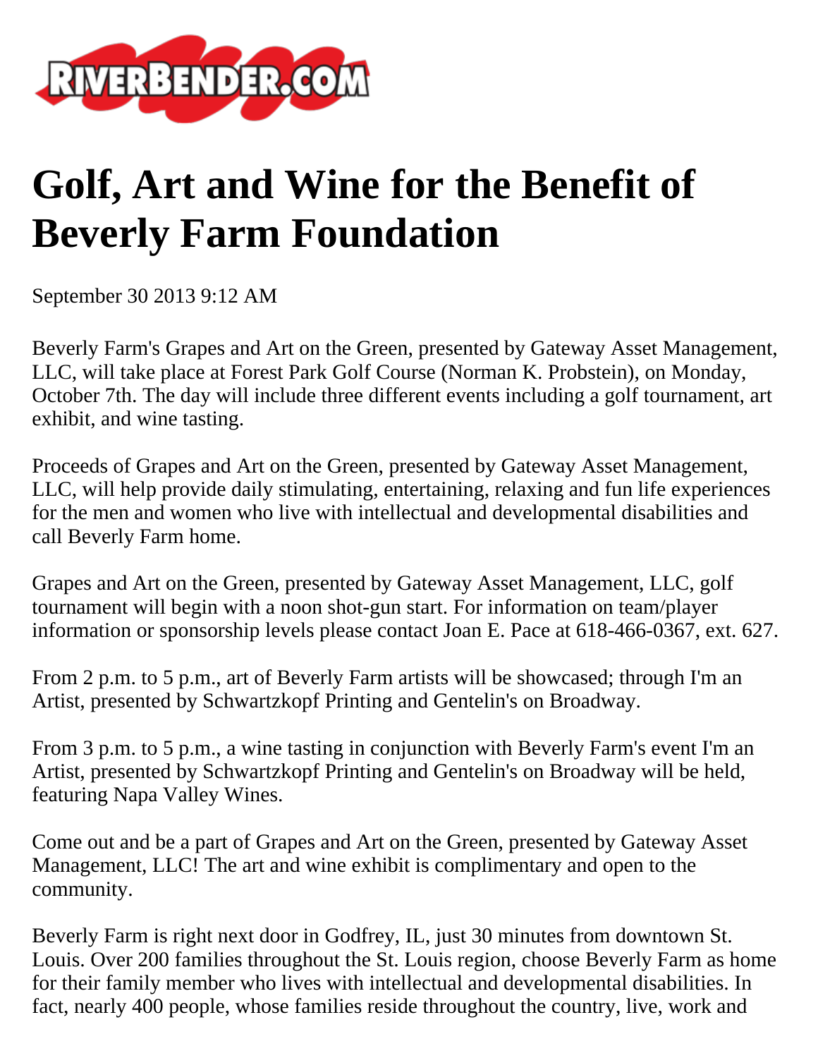# Golf, Art and Wine for the Benefit of Beverly Farm Foundation

September 30 2013 9:12 AM

Beverly Farm's Grapes and Art on the Green, presented by Gateway Asset Management, LLC, will take place at Forest Park Golf Course (Norman K. Probstein), on Monday, October 7th. The day will include three different events including a golf tournament, art exhibit, and wine tasting.

Proceeds of Grapes and Art on the Green, presented by Gateway Asset Management, LLC, will help provide daily stimulating, entertaining, relaxing and fun life experiences for the men and women who live with intellectual and developmental disabilities and call Beverly Farm home.

Grapes and Art on the Green, presented by Gateway Asset Management, LLC, golf tournament will begin with a noon shot-gun start. For information on team/player information or sponsorship levels please contact Joan E. Pace at 618-466-0367, ext. 627.

From 2 p.m. to 5 p.m., art of Beverly Farm artists will be showcased; through I'm an Artist, presented by Schwartzkopf Printing and Gentelin's on Broadway.

From 3 p.m. to 5 p.m., a wine tasting in conjunction with Beverly Farm's event I'm an Artist, presented by Schwartzkopf Printing and Gentelin's on Broadway will be held, featuring Napa Valley Wines.

Come out and be a part of Grapes and Art on the Green, presented by Gateway Asset Management, LLC! The art and wine exhibit is complimentary and open to the community.

Beverly Farm is right next door in Godfrey, IL, just 30 minutes from downtown St. Louis. Over 200 families throughout the St. Louis region, choose Beverly Farm as home for their family member who lives with intellectual and developmental disabilities. In fact, nearly 400 people, whose families reside throughout the country, live, work and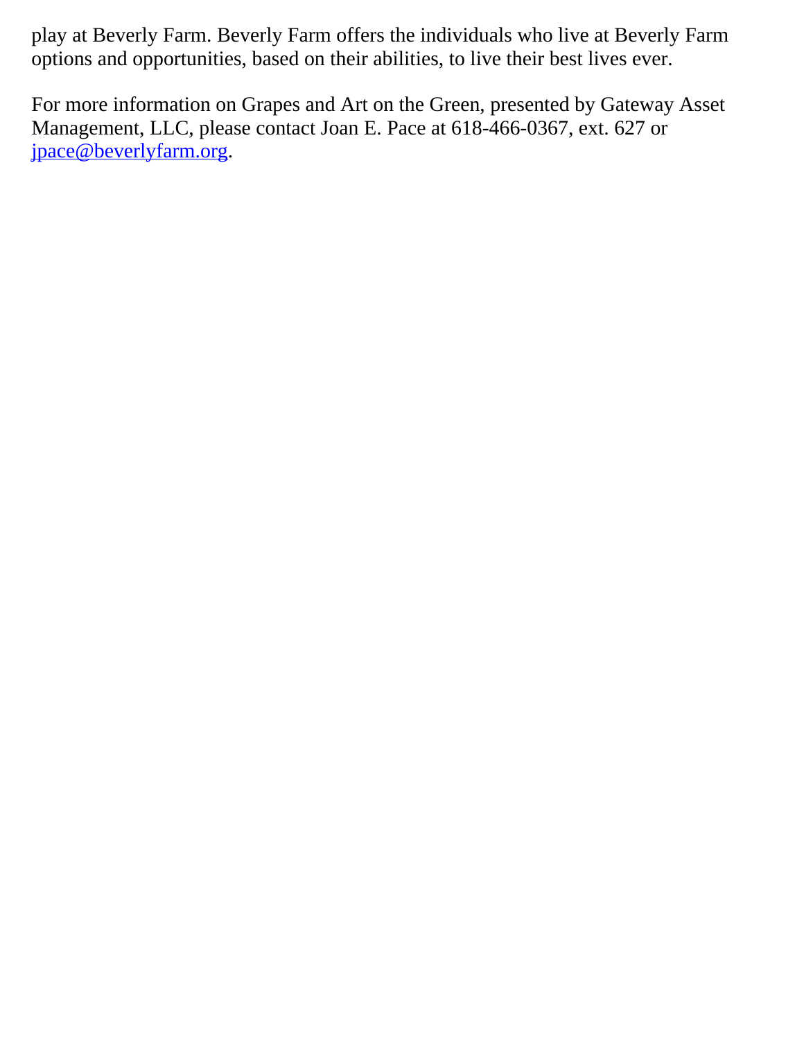play at Beverly Farm. Beverly Farm offers the individuals who live at Beverly Farm options and opportunities, based on their abilities, to live their best lives ever.

For more information on Grapes and Art on the Green, presented by Gateway Asset Management, LLC, please contact Joan E. Pace at 618-466-0367, ext. 627 or [jpace@beverlyfarm.org](mailto:jpace@beverlyfarm.org).